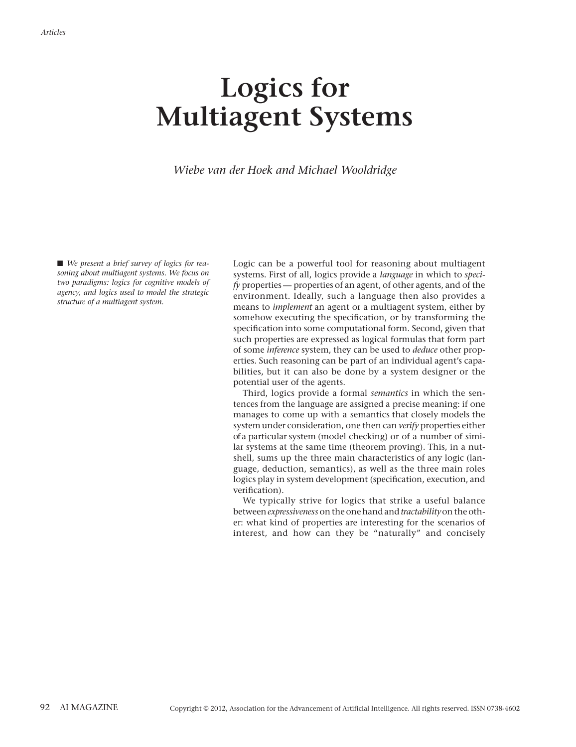# Logics for Multiagent Systems

*Wiebe van der Hoek and Michael Wooldridge*

■ *We present a brief survey of logics for reasoning about multiagent systems. We focus on two paradigms: logics for cognitive models of agency, and logics used to model the strategic structure of a multiagent system.*

Logic can be a powerful tool for reasoning about multiagent systems. First of all, logics provide a *language* in which to *specify* properties — properties of an agent, of other agents, and of the environment. Ideally, such a language then also provides a means to *implement* an agent or a multiagent system, either by somehow executing the specification, or by transforming the specification into some computational form. Second, given that such properties are expressed as logical formulas that form part of some *inference* system, they can be used to *deduce* other properties. Such reasoning can be part of an individual agent's capabilities, but it can also be done by a system designer or the potential user of the agents.

Third, logics provide a formal *semantics* in which the sentences from the language are assigned a precise meaning: if one manages to come up with a semantics that closely models the system under consideration, one then can *verify* properties either of a particular system (model checking) or of a number of similar systems at the same time (theorem proving). This, in a nutshell, sums up the three main characteristics of any logic (language, deduction, semantics), as well as the three main roles logics play in system development (specification, execution, and verification).

We typically strive for logics that strike a useful balance between *expressiveness* on the one hand and *tractability* on the other: what kind of properties are interesting for the scenarios of interest, and how can they be "naturally" and concisely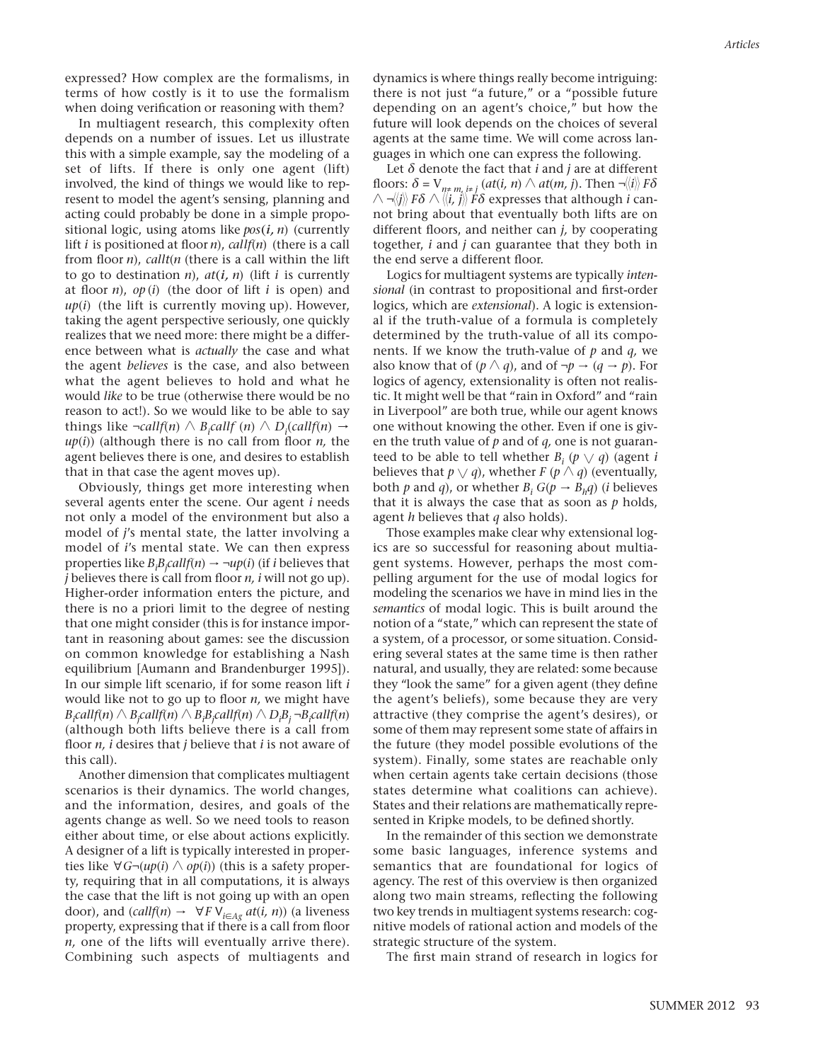expressed? How complex are the formalisms, in terms of how costly is it to use the formalism when doing verification or reasoning with them?

In multiagent research, this complexity often depends on a number of issues. Let us illustrate this with a simple example, say the modeling of a set of lifts. If there is only one agent (lift) involved, the kind of things we would like to represent to model the agent's sensing, planning and acting could probably be done in a simple propositional logic, using atoms like $pos(i, n)$ (currently lift $i$ is positioned at floor $n$), $callf(n)$ (there is a call from floor $n$), $callt(n$ (there is a call within the lift to go to destination $n$), $at(i, n)$ (lift $i$ is currently at floor $n$), $op(i)$ (the door of lift $i$ is open) and $up(i)$ (the lift is currently moving up). However, taking the agent perspective seriously, one quickly realizes that we need more: there might be a difference between what is *actually* the case and what the agent *believes* is the case, and also between what the agent believes to hold and what he would *like* to be true (otherwise there would be no reason to act!). So we would like to be able to say things like $\neg callf(n) \wedge B_i callf\ (n) \wedge D_i(callf(n) \rightarrow up(i))$ (although there is no call from floor $n$, the agent believes there is one, and desires to establish that in that case the agent moves up).

Obviously, things get more interesting when several agents enter the scene. Our agent $i$ needs not only a model of the environment but also a model of $j$'s mental state, the latter involving a model of $i$'s mental state. We can then express properties like $B_iB_jcallf(n) \rightarrow \neg up(i)$ (if $i$ believes that $j$ believes there is call from floor $n$, $i$ will not go up). Higher-order information enters the picture, and there is no a priori limit to the degree of nesting that one might consider (this is for instance important in reasoning about games: see the discussion on common knowledge for establishing a Nash equilibrium [Aumann and Brandenburger 1995]). In our simple lift scenario, if for some reason lift $i$ would like not to go up to floor $n$, we might have $B_icallf(n) \wedge B_jcallf(n) \wedge B_iB_jcallf(n) \wedge D_iB_j \neg B_icallf(n)$ (although both lifts believe there is a call from floor $n$, $i$ desires that $j$ believe that $i$ is not aware of this call).

Another dimension that complicates multiagent scenarios is their dynamics. The world changes, and the information, desires, and goals of the agents change as well. So we need tools to reason either about time, or else about actions explicitly. A designer of a lift is typically interested in properties like $\forall G\neg(up(i) \wedge op(i))$ (this is a safety property, requiring that in all computations, it is always the case that the lift is not going up with an open door), and $(callf(n) \rightarrow \ \forall F \bigvee_{i\in Ag} at(i, n))$ (a liveness property, expressing that if there is a call from floor $n$, one of the lifts will eventually arrive there). Combining such aspects of multiagents and dynamics is where things really become intriguing: there is not just "a future," or a "possible future depending on an agent's choice," but how the future will look depends on the choices of several agents at the same time. We will come across languages in which one can express the following.

Let $\delta$ denote the fact that $i$ and $j$ are at different floors: $\delta = \bigvee_{n\neq m,\ i\neq j} (at(i, n) \wedge at(m, j))$. Then $\neg\langle\langle i\rangle\rangle F\delta \wedge \neg\langle\langle j\rangle\rangle F\delta \wedge \langle\langle i, j\rangle\rangle F\delta$ expresses that although $i$ cannot bring about that eventually both lifts are on different floors, and neither can $j$, by cooperating together, $i$ and $j$ can guarantee that they both in the end serve a different floor.

Logics for multiagent systems are typically *intensional* (in contrast to propositional and first-order logics, which are *extensional*). A logic is extensional if the truth-value of a formula is completely determined by the truth-value of all its components. If we know the truth-value of $p$ and $q$, we also know that of $(p \wedge q)$, and of $\neg p \rightarrow (q \rightarrow p)$. For logics of agency, extensionality is often not realistic. It might well be that "rain in Oxford" and "rain in Liverpool" are both true, while our agent knows one without knowing the other. Even if one is given the truth value of $p$ and of $q$, one is not guaranteed to be able to tell whether $B_i\ (p \vee q)$ (agent $i$ believes that $p \vee q$), whether $F\ (p \wedge q)$ (eventually, both $p$ and $q$), or whether $B_i\ G(p \rightarrow B_hq)$ ($i$ believes that it is always the case that as soon as $p$ holds, agent $h$ believes that $q$ also holds).

Those examples make clear why extensional logics are so successful for reasoning about multiagent systems. However, perhaps the most compelling argument for the use of modal logics for modeling the scenarios we have in mind lies in the *semantics* of modal logic. This is built around the notion of a "state," which can represent the state of a system, of a processor, or some situation. Considering several states at the same time is then rather natural, and usually, they are related: some because they "look the same" for a given agent (they define the agent's beliefs), some because they are very attractive (they comprise the agent's desires), or some of them may represent some state of affairs in the future (they model possible evolutions of the system). Finally, some states are reachable only when certain agents take certain decisions (those states determine what coalitions can achieve). States and their relations are mathematically represented in Kripke models, to be defined shortly.

In the remainder of this section we demonstrate some basic languages, inference systems and semantics that are foundational for logics of agency. The rest of this overview is then organized along two main streams, reflecting the following two key trends in multiagent systems research: cognitive models of rational action and models of the strategic structure of the system.

The first main strand of research in logics for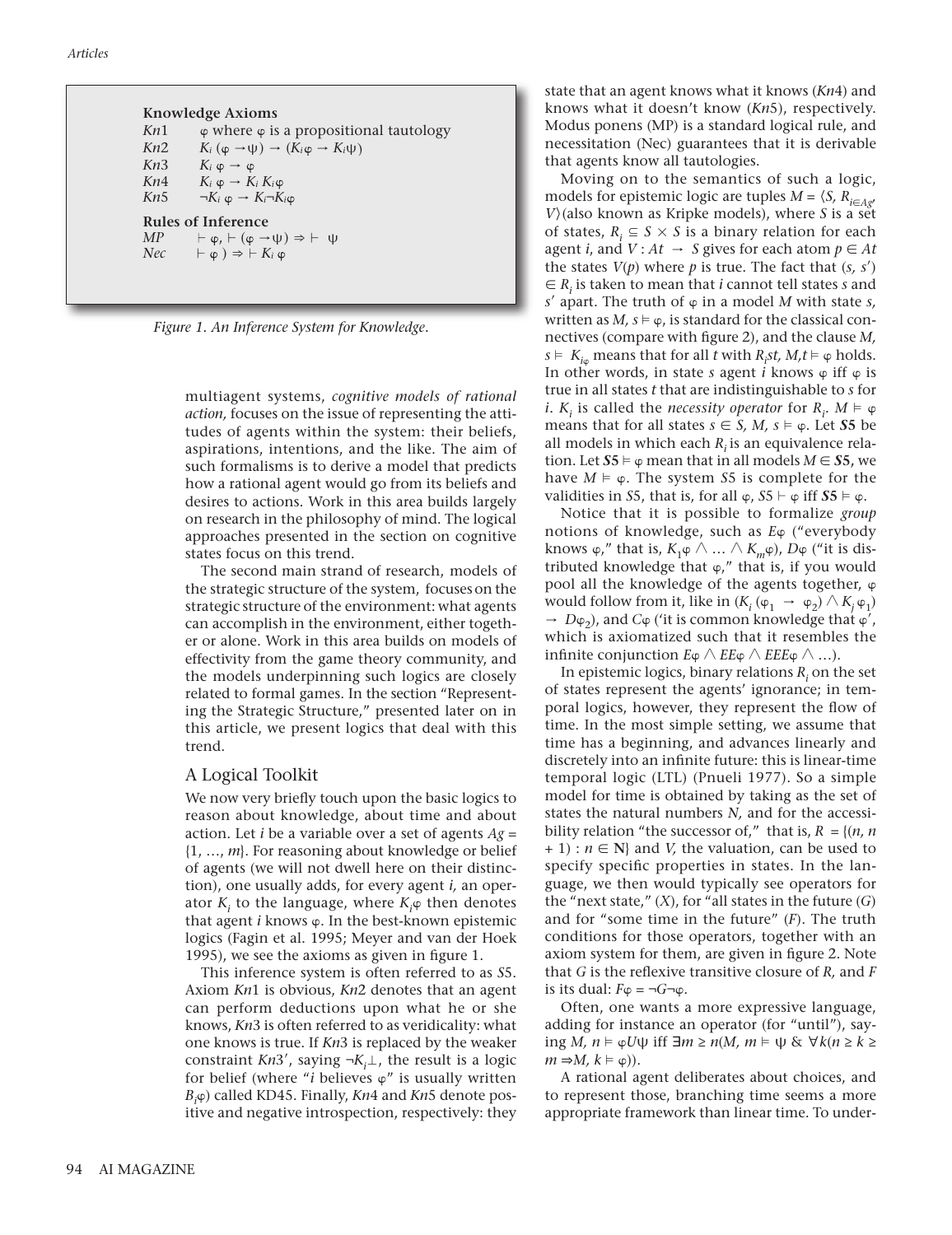**Knowledge Axioms**

| | |
|---|---|
| *Kn*1 | $\varphi$ where $\varphi$ is a propositional tautology |
| *Kn*2 | $K_i(\varphi \rightarrow \psi) \rightarrow (K_i\varphi \rightarrow K_i\psi)$ |
| *Kn*3 | $K_i\varphi \rightarrow \varphi$ |
| *Kn*4 | $K_i\varphi \rightarrow K_iK_i\varphi$ |
| *Kn*5 | $\neg K_i\varphi \rightarrow K_i\neg K_i\varphi$ |

**Rules of Inference**

| | |
|---|---|
| *MP* | $\vdash \varphi, \vdash (\varphi \rightarrow \psi) \Rightarrow \vdash \psi$ |
| *Nec* | $\vdash \varphi) \Rightarrow \vdash K_i\varphi$ |

*Figure 1. An Inference System for Knowledge.*

multiagent systems, *cognitive models of rational action,* focuses on the issue of representing the attitudes of agents within the system: their beliefs, aspirations, intentions, and the like. The aim of such formalisms is to derive a model that predicts how a rational agent would go from its beliefs and desires to actions. Work in this area builds largely on research in the philosophy of mind. The logical approaches presented in the section on cognitive states focus on this trend.

The second main strand of research, models of the strategic structure of the system, focuses on the strategic structure of the environment: what agents can accomplish in the environment, either together or alone. Work in this area builds on models of effectivity from the game theory community, and the models underpinning such logics are closely related to formal games. In the section "Representing the Strategic Structure," presented later on in this article, we present logics that deal with this trend.

## A Logical Toolkit

We now very briefly touch upon the basic logics to reason about knowledge, about time and about action. Let $i$ be a variable over a set of agents $Ag = \{1, \ldots, m\}$. For reasoning about knowledge or belief of agents (we will not dwell here on their distinction), one usually adds, for every agent $i$, an operator $K_i$ to the language, where $K_i\varphi$ then denotes that agent $i$ knows $\varphi$. In the best-known epistemic logics (Fagin et al. 1995; Meyer and van der Hoek 1995), we see the axioms as given in figure 1.

This inference system is often referred to as *S*5. Axiom *Kn*1 is obvious, *Kn*2 denotes that an agent can perform deductions upon what he or she knows, *Kn*3 is often referred to as veridicality: what one knows is true. If *Kn*3 is replaced by the weaker constraint *Kn*3′, saying $\neg K_i\bot$, the result is a logic for belief (where "$i$ believes $\varphi$" is usually written $B_i\varphi$) called KD45. Finally, *Kn*4 and *Kn*5 denote positive and negative introspection, respectively: they state that an agent knows what it knows (*Kn*4) and knows what it doesn't know (*Kn*5), respectively. Modus ponens (MP) is a standard logical rule, and necessitation (Nec) guarantees that it is derivable that agents know all tautologies.

Moving on to the semantics of such a logic, models for epistemic logic are tuples $M = \langle S, R_{i \in Ag}, V\rangle$ (also known as Kripke models), where $S$ is a set of states, $R_i \subseteq S \times S$ is a binary relation for each agent $i$, and $V : At \rightarrow S$ gives for each atom $p \in At$ the states $V(p)$ where $p$ is true. The fact that $(s, s') \in R_i$ is taken to mean that $i$ cannot tell states $s$ and $s'$ apart. The truth of $\varphi$ in a model $M$ with state $s$, written as $M, s \models \varphi$, is standard for the classical connectives (compare with figure 2), and the clause $M, s \models K_{i\varphi}$ means that for all $t$ with $R_ist, M,t \models \varphi$ holds. In other words, in state $s$ agent $i$ knows $\varphi$ iff $\varphi$ is true in all states $t$ that are indistinguishable to $s$ for $i$. $K_i$ is called the *necessity operator* for $R_i$. $M \models \varphi$ means that for all states $s \in S$, $M, s \models \varphi$. Let ***S*5** be all models in which each $R_i$ is an equivalence relation. Let ***S*5** $\models \varphi$ mean that in all models $M \in$ ***S*5**, we have $M \models \varphi$. The system *S*5 is complete for the validities in *S*5, that is, for all $\varphi$, $S5 \vdash \varphi$ iff ***S*5** $\models \varphi$.

Notice that it is possible to formalize *group* notions of knowledge, such as $E\varphi$ ("everybody knows $\varphi$," that is, $K_1\varphi \wedge \ldots \wedge K_m\varphi$), $D\varphi$ ("it is distributed knowledge that $\varphi$," that is, if you would pool all the knowledge of the agents together, $\varphi$ would follow from it, like in $(K_i(\varphi_1 \rightarrow \varphi_2) \wedge K_j\varphi_1) \rightarrow D\varphi_2$), and $C\varphi$ ('it is common knowledge that $\varphi$', which is axiomatized such that it resembles the infinite conjunction $E\varphi \wedge EE\varphi \wedge EEE\varphi \wedge \ldots$).

In epistemic logics, binary relations $R_i$ on the set of states represent the agents' ignorance; in temporal logics, however, they represent the flow of time. In the most simple setting, we assume that time has a beginning, and advances linearly and discretely into an infinite future: this is linear-time temporal logic (LTL) (Pnueli 1977). So a simple model for time is obtained by taking as the set of states the natural numbers $N$, and for the accessibility relation "the successor of," that is, $R = \{(n, n+1) : n \in \mathbf{N}\}$ and $V$, the valuation, can be used to specify specific properties in states. In the language, we then would typically see operators for the "next state," ($X$), for "all states in the future ($G$) and for "some time in the future" ($F$). The truth conditions for those operators, together with an axiom system for them, are given in figure 2. Note that $G$ is the reflexive transitive closure of $R$, and $F$ is its dual: $F\varphi = \neg G\neg\varphi$.

Often, one wants a more expressive language, adding for instance an operator (for "until"), saying $M, n \models \varphi U\psi$ iff $\exists m \geq n(M, m \models \psi$ & $\forall k(n \geq k \geq m \Rightarrow M, k \models \varphi))$.

A rational agent deliberates about choices, and to represent those, branching time seems a more appropriate framework than linear time. To under-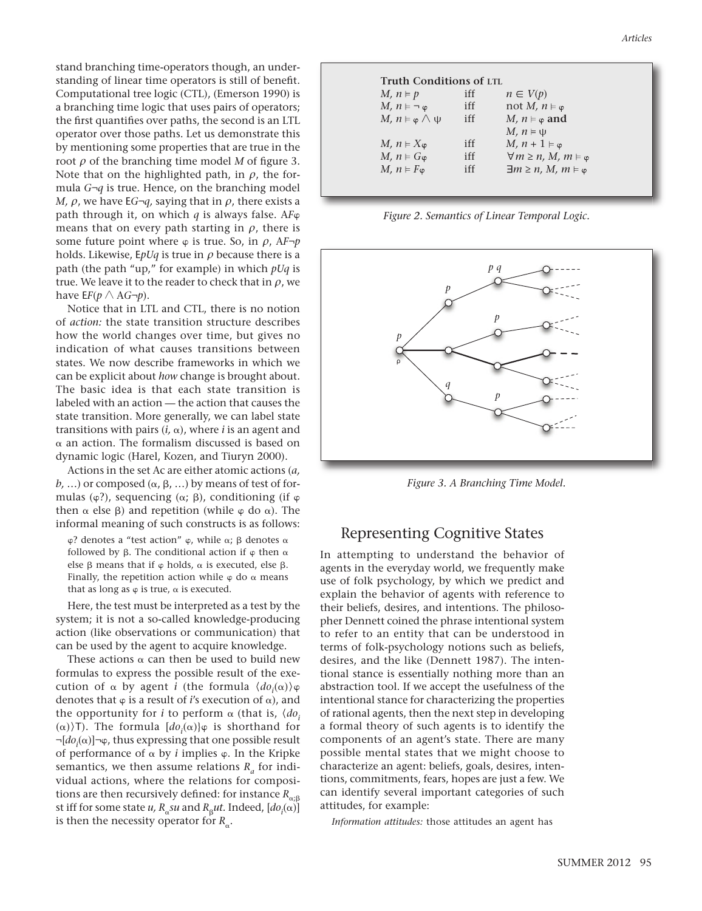stand branching time-operators though, an understanding of linear time operators is still of benefit. Computational tree logic (CTL), (Emerson 1990) is a branching time logic that uses pairs of operators; the first quantifies over paths, the second is an LTL operator over those paths. Let us demonstrate this by mentioning some properties that are true in the root $\rho$ of the branching time model $M$ of figure 3. Note that on the highlighted path, in $\rho$, the formula $G\neg q$ is true. Hence, on the branching model $M, \rho$, we have $EG\neg q$, saying that in $\rho$, there exists a path through it, on which $q$ is always false. $AF\varphi$ means that on every path starting in $\rho$, there is some future point where $\varphi$ is true. So, in $\rho$, $AF\neg p$ holds. Likewise, $EpUq$ is true in $\rho$ because there is a path (the path "up," for example) in which $pUq$ is true. We leave it to the reader to check that in $\rho$, we have $EF(p \wedge AG\neg p)$.

Notice that in LTL and CTL, there is no notion of *action:* the state transition structure describes how the world changes over time, but gives no indication of what causes transitions between states. We now describe frameworks in which we can be explicit about *how* change is brought about. The basic idea is that each state transition is labeled with an action — the action that causes the state transition. More generally, we can label state transitions with pairs $(i, \alpha)$, where $i$ is an agent and $\alpha$ an action. The formalism discussed is based on dynamic logic (Harel, Kozen, and Tiuryn 2000).

Actions in the set Ac are either atomic actions ($a, b, \ldots$) or composed ($\alpha, \beta, \ldots$) by means of test of formulas ($\varphi$?), sequencing ($\alpha; \beta$), conditioning (if $\varphi$ then $\alpha$ else $\beta$) and repetition (while $\varphi$ do $\alpha$). The informal meaning of such constructs is as follows:

> $\varphi$? denotes a "test action" $\varphi$, while $\alpha; \beta$ denotes $\alpha$ followed by $\beta$. The conditional action if $\varphi$ then $\alpha$ else $\beta$ means that if $\varphi$ holds, $\alpha$ is executed, else $\beta$. Finally, the repetition action while $\varphi$ do $\alpha$ means that as long as $\varphi$ is true, $\alpha$ is executed.

Here, the test must be interpreted as a test by the system; it is not a so-called knowledge-producing action (like observations or communication) that can be used by the agent to acquire knowledge.

These actions $\alpha$ can then be used to build new formulas to express the possible result of the execution of $\alpha$ by agent $i$ (the formula $\langle do_i(\alpha)\rangle\varphi$ denotes that $\varphi$ is a result of $i$'s execution of $\alpha$), and the opportunity for $i$ to perform $\alpha$ (that is, $\langle do_i(\alpha)\rangle\top$). The formula $[do_i(\alpha)]\varphi$ is shorthand for $\neg[do_i(\alpha)]\neg\varphi$, thus expressing that one possible result of performance of $\alpha$ by $i$ implies $\varphi$. In the Kripke semantics, we then assume relations $R_a$ for individual actions, where the relations for compositions are then recursively defined: for instance $R_{\alpha;\beta}$ st iff for some state $u$, $R_\alpha su$ and $R_\beta ut$. Indeed, $[do_i(\alpha)]$ is then the necessity operator for $R_\alpha$.

| **Truth Conditions of LTL** | | |
|---|---|---|
| $M, n \models p$ | iff | $n \in V(p)$ |
| $M, n \models \neg\varphi$ | iff | not $M, n \models \varphi$ |
| $M, n \models \varphi \wedge \psi$ | iff | $M, n \models \varphi$ **and** $M, n \models \psi$ |
| $M, n \models X\varphi$ | iff | $M, n + 1 \models \varphi$ |
| $M, n \models G\varphi$ | iff | $\forall m \geq n, M, m \models \varphi$ |
| $M, n \models F\varphi$ | iff | $\exists m \geq n, M, m \models \varphi$ |

*Figure 2. Semantics of Linear Temporal Logic.*

*Figure 3. A Branching Time Model.*

## Representing Cognitive States

In attempting to understand the behavior of agents in the everyday world, we frequently make use of folk psychology, by which we predict and explain the behavior of agents with reference to their beliefs, desires, and intentions. The philosopher Dennett coined the phrase intentional system to refer to an entity that can be understood in terms of folk-psychology notions such as beliefs, desires, and the like (Dennett 1987). The intentional stance is essentially nothing more than an abstraction tool. If we accept the usefulness of the intentional stance for characterizing the properties of rational agents, then the next step in developing a formal theory of such agents is to identify the components of an agent's state. There are many possible mental states that we might choose to characterize an agent: beliefs, goals, desires, intentions, commitments, fears, hopes are just a few. We can identify several important categories of such attitudes, for example:

*Information attitudes:* those attitudes an agent has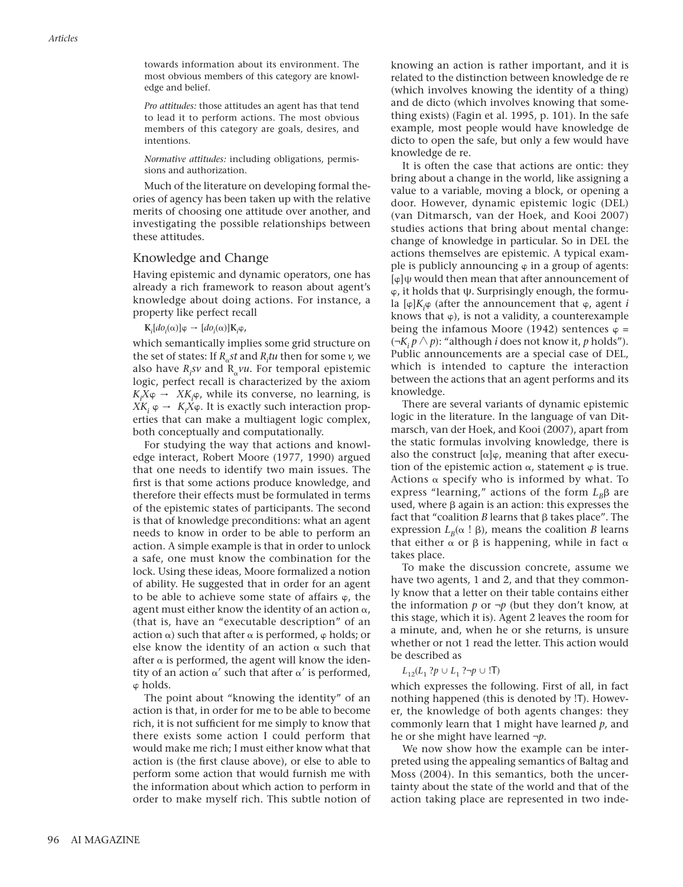towards information about its environment. The most obvious members of this category are knowledge and belief.

*Pro attitudes:* those attitudes an agent has that tend to lead it to perform actions. The most obvious members of this category are goals, desires, and intentions.

*Normative attitudes:* including obligations, permissions and authorization.

Much of the literature on developing formal theories of agency has been taken up with the relative merits of choosing one attitude over another, and investigating the possible relationships between these attitudes.

## Knowledge and Change

Having epistemic and dynamic operators, one has already a rich framework to reason about agent's knowledge about doing actions. For instance, a property like perfect recall

$$\mathbf{K}_i[do_i(\alpha)]\varphi \rightarrow [do_i(\alpha)]\mathbf{K}_i\varphi,$$

which semantically implies some grid structure on the set of states: If $R_\alpha st$ and $R_i tu$ then for some $v$, we also have $R_i sv$ and $R_\alpha vu$. For temporal epistemic logic, perfect recall is characterized by the axiom $K_i X\varphi \rightarrow XK_i\varphi$, while its converse, no learning, is $XK_i\varphi \rightarrow K_i X\varphi$. It is exactly such interaction properties that can make a multiagent logic complex, both conceptually and computationally.

For studying the way that actions and knowledge interact, Robert Moore (1977, 1990) argued that one needs to identify two main issues. The first is that some actions produce knowledge, and therefore their effects must be formulated in terms of the epistemic states of participants. The second is that of knowledge preconditions: what an agent needs to know in order to be able to perform an action. A simple example is that in order to unlock a safe, one must know the combination for the lock. Using these ideas, Moore formalized a notion of ability. He suggested that in order for an agent to be able to achieve some state of affairs $\varphi$, the agent must either know the identity of an action $\alpha$, (that is, have an "executable description" of an action $\alpha$) such that after $\alpha$ is performed, $\varphi$ holds; or else know the identity of an action $\alpha$ such that after $\alpha$ is performed, the agent will know the identity of an action $\alpha'$ such that after $\alpha'$ is performed, $\varphi$ holds.

The point about "knowing the identity" of an action is that, in order for me to be able to become rich, it is not sufficient for me simply to know that there exists some action I could perform that would make me rich; I must either know what that action is (the first clause above), or else to able to perform some action that would furnish me with the information about which action to perform in order to make myself rich. This subtle notion of knowing an action is rather important, and it is related to the distinction between knowledge de re (which involves knowing the identity of a thing) and de dicto (which involves knowing that something exists) (Fagin et al. 1995, p. 101). In the safe example, most people would have knowledge de dicto to open the safe, but only a few would have knowledge de re.

It is often the case that actions are ontic: they bring about a change in the world, like assigning a value to a variable, moving a block, or opening a door. However, dynamic epistemic logic (DEL) (van Ditmarsch, van der Hoek, and Kooi 2007) studies actions that bring about mental change: change of knowledge in particular. So in DEL the actions themselves are epistemic. A typical example is publicly announcing $\varphi$ in a group of agents: $[\varphi]\psi$ would then mean that after announcement of $\varphi$, it holds that $\psi$. Surprisingly enough, the formula $[\varphi]K_i\varphi$ (after the announcement that $\varphi$, agent $i$ knows that $\varphi$), is not a validity, a counterexample being the infamous Moore (1942) sentences $\varphi = (\neg K_i\, p \wedge p)$: "although $i$ does not know it, $p$ holds"). Public announcements are a special case of DEL, which is intended to capture the interaction between the actions that an agent performs and its knowledge.

There are several variants of dynamic epistemic logic in the literature. In the language of van Ditmarsch, van der Hoek, and Kooi (2007), apart from the static formulas involving knowledge, there is also the construct $[\alpha]\varphi$, meaning that after execution of the epistemic action $\alpha$, statement $\varphi$ is true. Actions $\alpha$ specify who is informed by what. To express "learning," actions of the form $L_B\beta$ are used, where $\beta$ again is an action: this expresses the fact that "coalition $B$ learns that $\beta$ takes place". The expression $L_B(\alpha\ !\ \beta)$, means the coalition $B$ learns that either $\alpha$ or $\beta$ is happening, while in fact $\alpha$ takes place.

To make the discussion concrete, assume we have two agents, 1 and 2, and that they commonly know that a letter on their table contains either the information $p$ or $\neg p$ (but they don't know, at this stage, which it is). Agent 2 leaves the room for a minute, and, when he or she returns, is unsure whether or not 1 read the letter. This action would be described as

$$L_{12}(L_1\, ?p \cup L_1\, ?\neg p \cup !\top)$$

which expresses the following. First of all, in fact nothing happened (this is denoted by $!\top$). However, the knowledge of both agents changes: they commonly learn that 1 might have learned $p$, and he or she might have learned $\neg p$.

We now show how the example can be interpreted using the appealing semantics of Baltag and Moss (2004). In this semantics, both the uncertainty about the state of the world and that of the action taking place are represented in two inde-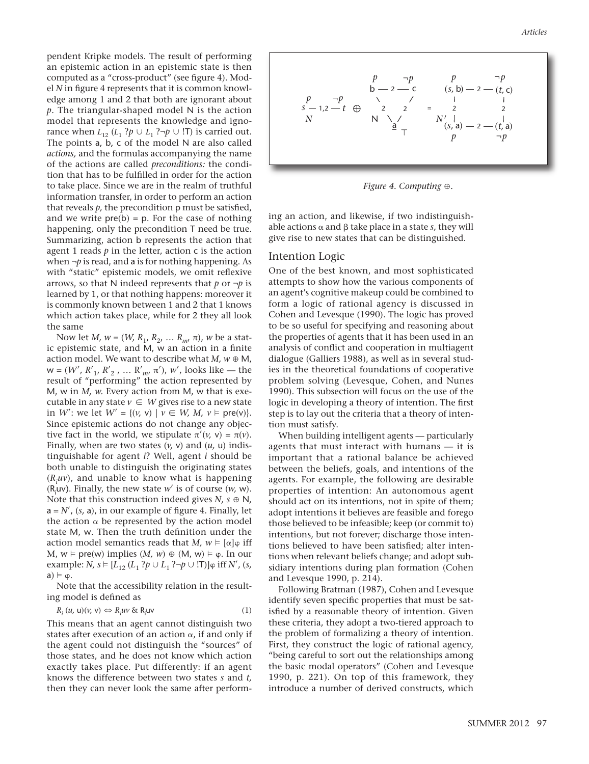pendent Kripke models. The result of performing an epistemic action in an epistemic state is then computed as a "cross-product" (see figure 4). Model $N$ in figure 4 represents that it is common knowledge among 1 and 2 that both are ignorant about $p$. The triangular-shaped model N is the action model that represents the knowledge and ignorance when $L_{12}\,(L_1\ ?p \cup L_1\ ?\neg p \cup\ !\top)$ is carried out. The points a, b, c of the model N are also called *actions,* and the formulas accompanying the name of the actions are called *preconditions:* the condition that has to be fulfilled in order for the action to take place. Since we are in the realm of truthful information transfer, in order to perform an action that reveals $p$, the precondition p must be satisfied, and we write pre(b) = p. For the case of nothing happening, only the precondition $\top$ need be true. Summarizing, action b represents the action that agent 1 reads $p$ in the letter, action c is the action when $\neg p$ is read, and a is for nothing happening. As with "static" epistemic models, we omit reflexive arrows, so that N indeed represents that $p$ or $\neg p$ is learned by 1, or that nothing happens: moreover it is commonly known between 1 and 2 that 1 knows which action takes place, while for 2 they all look the same

Now let $M, w = (W, R_1, R_2, \ldots R_m, \pi)$, $w$ be a static epistemic state, and M, w an action in a finite action model. We want to describe what $M, w \oplus$ M, w $= (W', R'_1, R'_2, \ldots R'_m, \pi')$, $w'$, looks like — the result of "performing" the action represented by M, w in $M, w$. Every action from M, w that is executable in any state $v \in W$ gives rise to a new state in $W'$: we let $W' = \{(v, \mathsf{v}) \mid v \in W, M, v \vDash \mathrm{pre}(\mathsf{v})\}$. Since epistemic actions do not change any objective fact in the world, we stipulate $\pi'(v, \mathsf{v}) = \pi(v)$. Finally, when are two states $(v, \mathsf{v})$ and $(u, \mathsf{u})$ indistinguishable for agent $i$? Well, agent $i$ should be both unable to distinguish the originating states ($R_i uv$), and unable to know what is happening ($\mathsf{R}_i\mathsf{uv}$). Finally, the new state $w'$ is of course $(w, \mathsf{w})$. Note that this construction indeed gives $N, s \oplus$ N, a $= N'$, $(s,$ a), in our example of figure 4. Finally, let the action $\alpha$ be represented by the action model state M, w. Then the truth definition under the action model semantics reads that $M, w \vDash [\alpha]\varphi$ iff M, w $\vDash$ pre(w) implies $(M, w) \oplus$ (M, w) $\vDash \varphi$. In our example: $N, s \vDash [L_{12}\,(L_1\ ?p \cup L_1\ ?\neg p \cup\ !\top)]\varphi$ iff $N'$, $(s,$ a) $\vDash \varphi$.

Note that the accessibility relation in the resulting model is defined as

$$R_i\,(u, \mathsf{u})(v, \mathsf{v}) \Leftrightarrow R_i uv\ \&\ \mathsf{R}_i\mathsf{uv} \tag{1}$$

This means that an agent cannot distinguish two states after execution of an action $\alpha$, if and only if the agent could not distinguish the "sources" of those states, and he does not know which action exactly takes place. Put differently: if an agent knows the difference between two states $s$ and $t$, then they can never look the same after performing an action, and likewise, if two indistinguishable actions $\alpha$ and $\beta$ take place in a state $s$, they will give rise to new states that can be distinguished.

Figure 4. Computing $\oplus$.

## Intention Logic

One of the best known, and most sophisticated attempts to show how the various components of an agent's cognitive makeup could be combined to form a logic of rational agency is discussed in Cohen and Levesque (1990). The logic has proved to be so useful for specifying and reasoning about the properties of agents that it has been used in an analysis of conflict and cooperation in multiagent dialogue (Galliers 1988), as well as in several studies in the theoretical foundations of cooperative problem solving (Levesque, Cohen, and Nunes 1990). This subsection will focus on the use of the logic in developing a theory of intention. The first step is to lay out the criteria that a theory of intention must satisfy.

When building intelligent agents — particularly agents that must interact with humans — it is important that a rational balance be achieved between the beliefs, goals, and intentions of the agents. For example, the following are desirable properties of intention: An autonomous agent should act on its intentions, not in spite of them; adopt intentions it believes are feasible and forego those believed to be infeasible; keep (or commit to) intentions, but not forever; discharge those intentions believed to have been satisfied; alter intentions when relevant beliefs change; and adopt subsidiary intentions during plan formation (Cohen and Levesque 1990, p. 214).

Following Bratman (1987), Cohen and Levesque identify seven specific properties that must be satisfied by a reasonable theory of intention. Given these criteria, they adopt a two-tiered approach to the problem of formalizing a theory of intention. First, they construct the logic of rational agency, "being careful to sort out the relationships among the basic modal operators" (Cohen and Levesque 1990, p. 221). On top of this framework, they introduce a number of derived constructs, which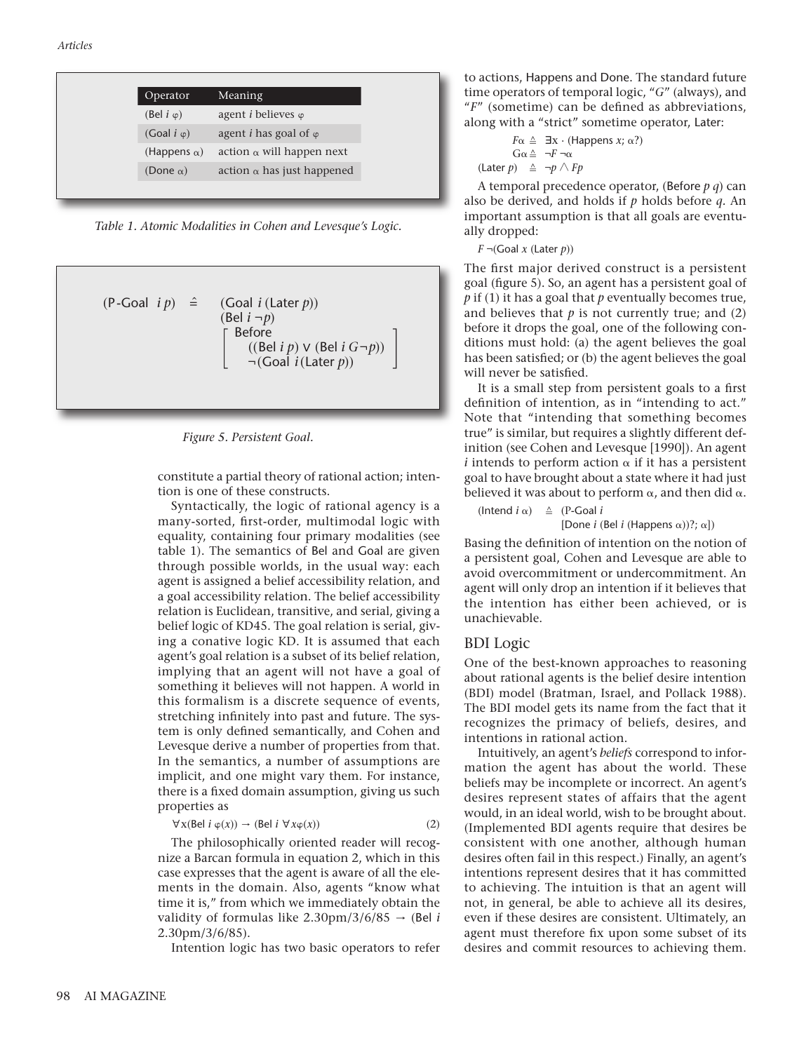| Operator | Meaning |
| --- | --- |
| (Bel $i$ $\varphi$) | agent $i$ believes $\varphi$ |
| (Goal $i$ $\varphi$) | agent $i$ has goal of $\varphi$ |
| (Happens $\alpha$) | action $\alpha$ will happen next |
| (Done $\alpha$) | action $\alpha$ has just happened |

*Table 1. Atomic Modalities in Cohen and Levesque's Logic.*

$$
(\text{P-Goal } i\ p) \ \hat{=} \ \begin{array}{l} (\text{Goal } i\ (\text{Later } p)) \\ (\text{Bel } i\ \neg p) \\ \left[\begin{array}{l} \text{Before} \\ \quad ((\text{Bel } i\ p) \lor (\text{Bel } i\ G\neg p)) \\ \quad \neg(\text{Goal } i\ (\text{Later } p)) \end{array}\right] \end{array}
$$

*Figure 5. Persistent Goal.*

constitute a partial theory of rational action; intention is one of these constructs.

Syntactically, the logic of rational agency is a many-sorted, first-order, multimodal logic with equality, containing four primary modalities (see table 1). The semantics of Bel and Goal are given through possible worlds, in the usual way: each agent is assigned a belief accessibility relation, and a goal accessibility relation. The belief accessibility relation is Euclidean, transitive, and serial, giving a belief logic of KD45. The goal relation is serial, giving a conative logic KD. It is assumed that each agent's goal relation is a subset of its belief relation, implying that an agent will not have a goal of something it believes will not happen. A world in this formalism is a discrete sequence of events, stretching infinitely into past and future. The system is only defined semantically, and Cohen and Levesque derive a number of properties from that. In the semantics, a number of assumptions are implicit, and one might vary them. For instance, there is a fixed domain assumption, giving us such properties as

$$\forall x(\text{Bel } i\ \varphi(x)) \rightarrow (\text{Bel } i\ \forall x \varphi(x)) \qquad (2)$$

The philosophically oriented reader will recognize a Barcan formula in equation 2, which in this case expresses that the agent is aware of all the elements in the domain. Also, agents "know what time it is," from which we immediately obtain the validity of formulas like 2.30pm/3/6/85 → (Bel $i$ 2.30pm/3/6/85).

Intention logic has two basic operators to refer to actions, Happens and Done. The standard future time operators of temporal logic, "$G$" (always), and "$F$" (sometime) can be defined as abbreviations, along with a "strict" sometime operator, Later:

$$F\alpha \triangleq \exists x \cdot (\text{Happens } x;\ \alpha?)$$
$$G\alpha \triangleq \neg F \neg\alpha$$
$$(\text{Later } p) \triangleq \neg p \wedge Fp$$

A temporal precedence operator, (Before $p$ $q$) can also be derived, and holds if $p$ holds before $q$. An important assumption is that all goals are eventually dropped:

$$F \neg(\text{Goal } x\ (\text{Later } p))$$

The first major derived construct is a persistent goal (figure 5). So, an agent has a persistent goal of $p$ if (1) it has a goal that $p$ eventually becomes true, and believes that $p$ is not currently true; and (2) before it drops the goal, one of the following conditions must hold: (a) the agent believes the goal has been satisfied; or (b) the agent believes the goal will never be satisfied.

It is a small step from persistent goals to a first definition of intention, as in "intending to act." Note that "intending that something becomes true" is similar, but requires a slightly different definition (see Cohen and Levesque [1990]). An agent $i$ intends to perform action $\alpha$ if it has a persistent goal to have brought about a state where it had just believed it was about to perform $\alpha$, and then did $\alpha$.

$$(\text{Intend } i\ \alpha) \triangleq (\text{P-Goal } i\ [\text{Done } i\ (\text{Bel } i\ (\text{Happens } \alpha))?;\ \alpha])$$

Basing the definition of intention on the notion of a persistent goal, Cohen and Levesque are able to avoid overcommitment or undercommitment. An agent will only drop an intention if it believes that the intention has either been achieved, or is unachievable.

## BDI Logic

One of the best-known approaches to reasoning about rational agents is the belief desire intention (BDI) model (Bratman, Israel, and Pollack 1988). The BDI model gets its name from the fact that it recognizes the primacy of beliefs, desires, and intentions in rational action.

Intuitively, an agent's *beliefs* correspond to information the agent has about the world. These beliefs may be incomplete or incorrect. An agent's desires represent states of affairs that the agent would, in an ideal world, wish to be brought about. (Implemented BDI agents require that desires be consistent with one another, although human desires often fail in this respect.) Finally, an agent's intentions represent desires that it has committed to achieving. The intuition is that an agent will not, in general, be able to achieve all its desires, even if these desires are consistent. Ultimately, an agent must therefore fix upon some subset of its desires and commit resources to achieving them.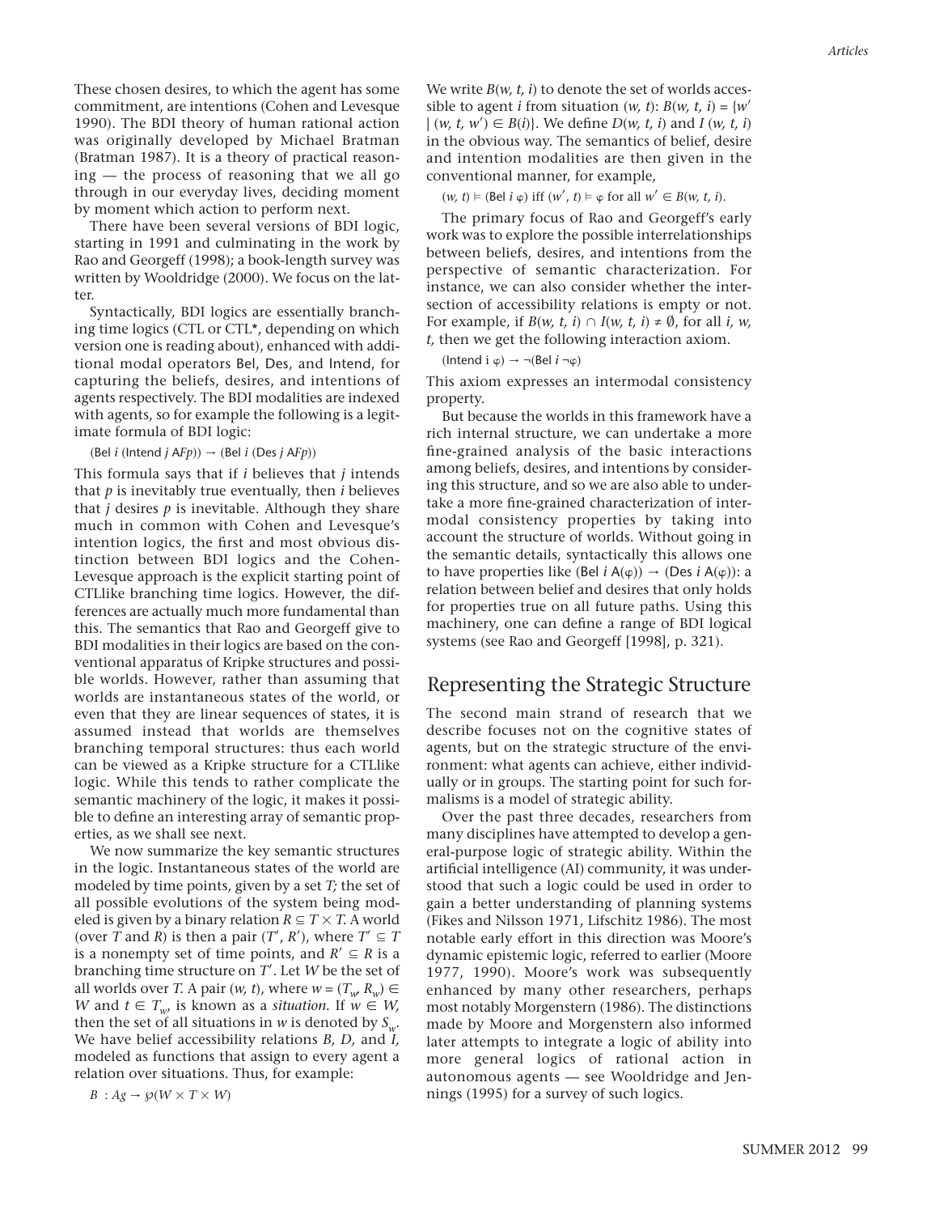These chosen desires, to which the agent has some commitment, are intentions (Cohen and Levesque 1990). The BDI theory of human rational action was originally developed by Michael Bratman (Bratman 1987). It is a theory of practical reasoning — the process of reasoning that we all go through in our everyday lives, deciding moment by moment which action to perform next.

There have been several versions of BDI logic, starting in 1991 and culminating in the work by Rao and Georgeff (1998); a book-length survey was written by Wooldridge (2000). We focus on the latter.

Syntactically, BDI logics are essentially branching time logics (CTL or CTL*, depending on which version one is reading about), enhanced with additional modal operators Bel, Des, and Intend, for capturing the beliefs, desires, and intentions of agents respectively. The BDI modalities are indexed with agents, so for example the following is a legitimate formula of BDI logic:

$$(\mathsf{Bel}\ i\ (\mathsf{Intend}\ j\ \mathsf{A}Fp)) \rightarrow (\mathsf{Bel}\ i\ (\mathsf{Des}\ j\ \mathsf{A}Fp))$$

This formula says that if $i$ believes that $j$ intends that $p$ is inevitably true eventually, then $i$ believes that $j$ desires $p$ is inevitable. Although they share much in common with Cohen and Levesque's intention logics, the first and most obvious distinction between BDI logics and the Cohen-Levesque approach is the explicit starting point of CTLlike branching time logics. However, the differences are actually much more fundamental than this. The semantics that Rao and Georgeff give to BDI modalities in their logics are based on the conventional apparatus of Kripke structures and possible worlds. However, rather than assuming that worlds are instantaneous states of the world, or even that they are linear sequences of states, it is assumed instead that worlds are themselves branching temporal structures: thus each world can be viewed as a Kripke structure for a CTLlike logic. While this tends to rather complicate the semantic machinery of the logic, it makes it possible to define an interesting array of semantic properties, as we shall see next.

We now summarize the key semantic structures in the logic. Instantaneous states of the world are modeled by time points, given by a set $T$; the set of all possible evolutions of the system being modeled is given by a binary relation $R \subseteq T \times T$. A world (over $T$ and $R$) is then a pair $(T', R')$, where $T' \subseteq T$ is a nonempty set of time points, and $R' \subseteq R$ is a branching time structure on $T'$. Let $W$ be the set of all worlds over $T$. A pair $(w, t)$, where $w = (T_w, R_w) \in W$ and $t \in T_w$, is known as a *situation*. If $w \in W$, then the set of all situations in $w$ is denoted by $S_w$. We have belief accessibility relations $B$, $D$, and $I$, modeled as functions that assign to every agent a relation over situations. Thus, for example:

$$B : Ag \rightarrow \wp(W \times T \times W)$$

We write $B(w, t, i)$ to denote the set of worlds accessible to agent $i$ from situation $(w, t)$: $B(w, t, i) = \{w' \mid (w, t, w') \in B(i)\}$. We define $D(w, t, i)$ and $I(w, t, i)$ in the obvious way. The semantics of belief, desire and intention modalities are then given in the conventional manner, for example,

$$(w, t) \models (\mathsf{Bel}\ i\ \varphi) \text{ iff } (w', t) \models \varphi \text{ for all } w' \in B(w, t, i).$$

The primary focus of Rao and Georgeff's early work was to explore the possible interrelationships between beliefs, desires, and intentions from the perspective of semantic characterization. For instance, we can also consider whether the intersection of accessibility relations is empty or not. For example, if $B(w, t, i) \cap I(w, t, i) \neq \emptyset$, for all $i$, $w$, $t$, then we get the following interaction axiom.

$$(\mathsf{Intend}\ i\ \varphi) \rightarrow \neg(\mathsf{Bel}\ i\ \neg\varphi)$$

This axiom expresses an intermodal consistency property.

But because the worlds in this framework have a rich internal structure, we can undertake a more fine-grained analysis of the basic interactions among beliefs, desires, and intentions by considering this structure, and so we are also able to undertake a more fine-grained characterization of intermodal consistency properties by taking into account the structure of worlds. Without going in the semantic details, syntactically this allows one to have properties like $(\mathsf{Bel}\ i\ \mathsf{A}(\varphi)) \rightarrow (\mathsf{Des}\ i\ \mathsf{A}(\varphi))$: a relation between belief and desires that only holds for properties true on all future paths. Using this machinery, one can define a range of BDI logical systems (see Rao and Georgeff [1998], p. 321).

## Representing the Strategic Structure

The second main strand of research that we describe focuses not on the cognitive states of agents, but on the strategic structure of the environment: what agents can achieve, either individually or in groups. The starting point for such formalisms is a model of strategic ability.

Over the past three decades, researchers from many disciplines have attempted to develop a general-purpose logic of strategic ability. Within the artificial intelligence (AI) community, it was understood that such a logic could be used in order to gain a better understanding of planning systems (Fikes and Nilsson 1971, Lifschitz 1986). The most notable early effort in this direction was Moore's dynamic epistemic logic, referred to earlier (Moore 1977, 1990). Moore's work was subsequently enhanced by many other researchers, perhaps most notably Morgenstern (1986). The distinctions made by Moore and Morgenstern also informed later attempts to integrate a logic of ability into more general logics of rational action in autonomous agents — see Wooldridge and Jennings (1995) for a survey of such logics.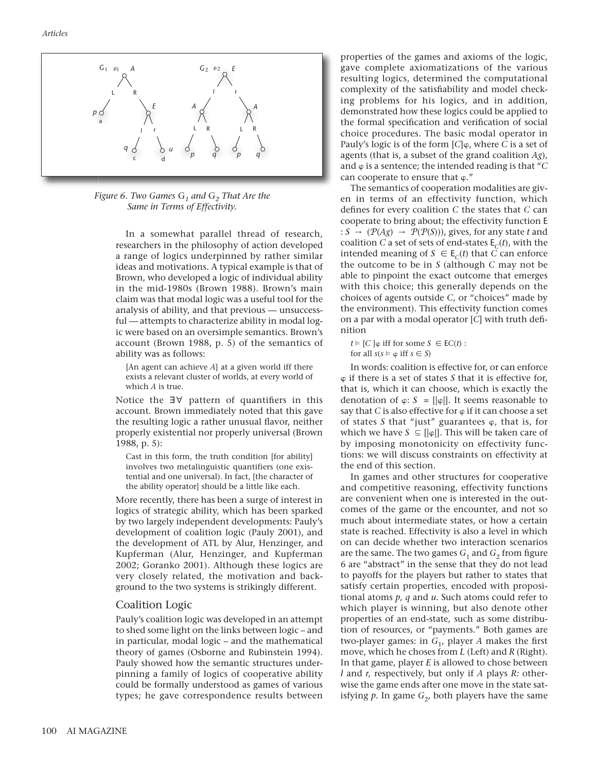Figure 6. Two Games $G_1$ and $G_2$ That Are the Same in Terms of Effectivity.

In a somewhat parallel thread of research, researchers in the philosophy of action developed a range of logics underpinned by rather similar ideas and motivations. A typical example is that of Brown, who developed a logic of individual ability in the mid-1980s (Brown 1988). Brown's main claim was that modal logic was a useful tool for the analysis of ability, and that previous — unsuccessful — attempts to characterize ability in modal logic were based on an oversimple semantics. Brown's account (Brown 1988, p. 5) of the semantics of ability was as follows:

> [An agent can achieve *A*] at a given world iff there exists a relevant cluster of worlds, at every world of which *A* is true.

Notice the $\exists\forall$ pattern of quantifiers in this account. Brown immediately noted that this gave the resulting logic a rather unusual flavor, neither properly existential nor properly universal (Brown 1988, p. 5):

> Cast in this form, the truth condition [for ability] involves two metalinguistic quantifiers (one existential and one universal). In fact, [the character of the ability operator] should be a little like each.

More recently, there has been a surge of interest in logics of strategic ability, which has been sparked by two largely independent developments: Pauly's development of coalition logic (Pauly 2001), and the development of ATL by Alur, Henzinger, and Kupferman (Alur, Henzinger, and Kupferman 2002; Goranko 2001). Although these logics are very closely related, the motivation and background to the two systems is strikingly different.

## Coalition Logic

Pauly's coalition logic was developed in an attempt to shed some light on the links between logic – and in particular, modal logic – and the mathematical theory of games (Osborne and Rubinstein 1994). Pauly showed how the semantic structures underpinning a family of logics of cooperative ability could be formally understood as games of various types; he gave correspondence results between properties of the games and axioms of the logic, gave complete axiomatizations of the various resulting logics, determined the computational complexity of the satisfiability and model checking problems for his logics, and in addition, demonstrated how these logics could be applied to the formal specification and verification of social choice procedures. The basic modal operator in Pauly's logic is of the form $[C]\varphi$, where $C$ is a set of agents (that is, a subset of the grand coalition $Ag$), and $\varphi$ is a sentence; the intended reading is that "$C$ can cooperate to ensure that $\varphi$."

The semantics of cooperation modalities are given in terms of an effectivity function, which defines for every coalition $C$ the states that $C$ can cooperate to bring about; the effectivity function $\mathsf{E} : S \rightarrow (\mathcal{P}(Ag) \rightarrow \mathcal{P}(\mathcal{P}(S)))$, gives, for any state $t$ and coalition $C$ a set of sets of end-states $\mathsf{E}_C(t)$, with the intended meaning of $S \in \mathsf{E}_C(t)$ that $C$ can enforce the outcome to be in $S$ (although $C$ may not be able to pinpoint the exact outcome that emerges with this choice; this generally depends on the choices of agents outside $C$, or "choices" made by the environment). This effectivity function comes on a par with a modal operator $[C]$ with truth definition

$t \models [C]\varphi$ iff for some $S \in \mathsf{E}C(t)$ :
for all $s(s \models \varphi$ iff $s \in S)$

In words: coalition is effective for, or can enforce $\varphi$ if there is a set of states $S$ that it is effective for, that is, which it can choose, which is exactly the denotation of $\varphi$: $S = [|\varphi|]$. It seems reasonable to say that $C$ is also effective for $\varphi$ if it can choose a set of states $S$ that "just" guarantees $\varphi$, that is, for which we have $S \subseteq [|\varphi|]$. This will be taken care of by imposing monotonicity on effectivity functions: we will discuss constraints on effectivity at the end of this section.

In games and other structures for cooperative and competitive reasoning, effectivity functions are convenient when one is interested in the outcomes of the game or the encounter, and not so much about intermediate states, or how a certain state is reached. Effectivity is also a level in which on can decide whether two interaction scenarios are the same. The two games $G_1$ and $G_2$ from figure 6 are "abstract" in the sense that they do not lead to payoffs for the players but rather to states that satisfy certain properties, encoded with propositional atoms *p, q* and *u*. Such atoms could refer to which player is winning, but also denote other properties of an end-state, such as some distribution of resources, or "payments." Both games are two-player games: in $G_1$, player *A* makes the first move, which he choses from *L* (Left) and *R* (Right). In that game, player *E* is allowed to chose between *l* and *r,* respectively, but only if *A* plays *R:* otherwise the game ends after one move in the state satisfying *p*. In game $G_2$, both players have the same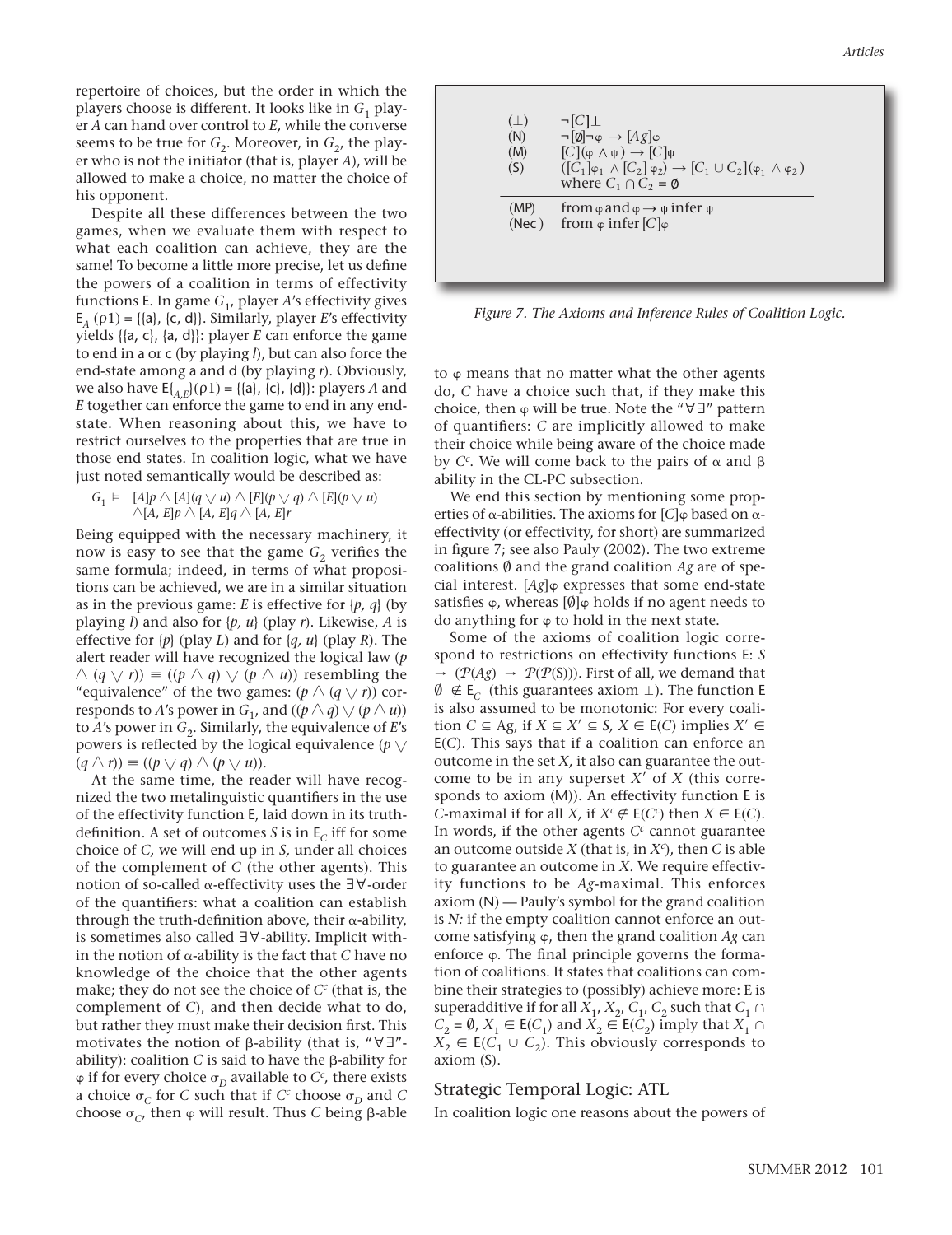repertoire of choices, but the order in which the players choose is different. It looks like in $G_1$ player *A* can hand over control to *E,* while the converse seems to be true for $G_2$. Moreover, in $G_2$, the player who is not the initiator (that is, player *A*), will be allowed to make a choice, no matter the choice of his opponent.

Despite all these differences between the two games, when we evaluate them with respect to what each coalition can achieve, they are the same! To become a little more precise, let us define the powers of a coalition in terms of effectivity functions E. In game $G_1$, player *A*'s effectivity gives $\mathsf{E}_A(\rho 1) = \{\{a\}, \{c, d\}\}$. Similarly, player *E*'s effectivity yields $\{\{a, c\}, \{a, d\}\}$: player *E* can enforce the game to end in a or c (by playing *l*), but can also force the end-state among a and d (by playing *r*). Obviously, we also have $\mathsf{E}_{\{A,E\}}(\rho 1) = \{\{a\}, \{c\}, \{d\}\}$: players *A* and *E* together can enforce the game to end in any end-state. When reasoning about this, we have to restrict ourselves to the properties that are true in those end states. In coalition logic, what we have just noted semantically would be described as:

$$G_1 \models [A]p \wedge [A](q \vee u) \wedge [E](p \vee q) \wedge [E](p \vee u) \wedge [A, E]p \wedge [A, E]q \wedge [A, E]r$$

Being equipped with the necessary machinery, it now is easy to see that the game $G_2$ verifies the same formula; indeed, in terms of what propositions can be achieved, we are in a similar situation as in the previous game: *E* is effective for $\{p, q\}$ (by playing *l*) and also for $\{p, u\}$ (play *r*). Likewise, *A* is effective for $\{p\}$ (play *L*) and for $\{q, u\}$ (play *R*). The alert reader will have recognized the logical law $(p \wedge (q \vee r)) \equiv ((p \wedge q) \vee (p \wedge u))$ resembling the "equivalence" of the two games: $(p \wedge (q \vee r))$ corresponds to *A*'s power in $G_1$, and $((p \wedge q) \vee (p \wedge u))$ to *A*'s power in $G_2$. Similarly, the equivalence of *E*'s powers is reflected by the logical equivalence $(p \vee (q \wedge r)) \equiv ((p \vee q) \wedge (p \vee u))$.

At the same time, the reader will have recognized the two metalinguistic quantifiers in the use of the effectivity function E, laid down in its truth-definition. A set of outcomes *S* is in $\mathsf{E}_C$ iff for some choice of *C,* we will end up in *S,* under all choices of the complement of *C* (the other agents). This notion of so-called α-effectivity uses the ∃∀-order of the quantifiers: what a coalition can establish through the truth-definition above, their α-ability, is sometimes also called ∃∀-ability. Implicit within the notion of α-ability is the fact that *C* have no knowledge of the choice that the other agents make; they do not see the choice of $C^c$ (that is, the complement of *C*), and then decide what to do, but rather they must make their decision first. This motivates the notion of β-ability (that is, "∀∃"-ability): coalition *C* is said to have the β-ability for φ if for every choice $\sigma_D$ available to $C^c$, there exists a choice $\sigma_C$ for *C* such that if $C^c$ choose $\sigma_D$ and *C* choose $\sigma_C$, then φ will result. Thus *C* being β-able to φ means that no matter what the other agents do, *C* have a choice such that, if they make this choice, then φ will be true. Note the "∀∃" pattern of quantifiers: *C* are implicitly allowed to make their choice while being aware of the choice made by $C^c$. We will come back to the pairs of α and β ability in the CL-PC subsection.

We end this section by mentioning some properties of α-abilities. The axioms for $[C]\varphi$ based on α-effectivity (or effectivity, for short) are summarized in figure 7; see also Pauly (2002). The two extreme coalitions ∅ and the grand coalition *Ag* are of special interest. $[Ag]\varphi$ expresses that some end-state satisfies φ, whereas $[\emptyset]\varphi$ holds if no agent needs to do anything for φ to hold in the next state.

| | |
|---|---|
| (⊥) | $\neg[C]\bot$ |
| (N) | $\neg[\emptyset]\neg\varphi \rightarrow [Ag]\varphi$ |
| (M) | $[C](\varphi \wedge \psi) \rightarrow [C]\psi$ |
| (S) | $([C_1]\varphi_1 \wedge [C_2]\varphi_2) \rightarrow [C_1 \cup C_2](\varphi_1 \wedge \varphi_2)$ where $C_1 \cap C_2 = \emptyset$ |
| (MP) | from φ and $\varphi \rightarrow \psi$ infer ψ |
| (Nec) | from φ infer $[C]\varphi$ |

*Figure 7. The Axioms and Inference Rules of Coalition Logic.*

Some of the axioms of coalition logic correspond to restrictions on effectivity functions $\mathsf{E}: S \rightarrow (\mathcal{P}(Ag) \rightarrow \mathcal{P}(\mathcal{P}(S)))$. First of all, we demand that $\emptyset \notin \mathsf{E}_C$ (this guarantees axiom ⊥). The function E is also assumed to be monotonic: For every coalition $C \subseteq Ag$, if $X \subseteq X' \subseteq S$, $X \in \mathsf{E}(C)$ implies $X' \in \mathsf{E}(C)$. This says that if a coalition can enforce an outcome in the set *X,* it also can guarantee the outcome to be in any superset $X'$ of *X* (this corresponds to axiom (M)). An effectivity function E is *C*-maximal if for all *X,* if $X^c \notin \mathsf{E}(C^c)$ then $X \in \mathsf{E}(C)$. In words, if the other agents $C^c$ cannot guarantee an outcome outside *X* (that is, in $X^c$), then *C* is able to guarantee an outcome in *X*. We require effectivity functions to be *Ag*-maximal. This enforces axiom (N) — Pauly's symbol for the grand coalition is *N:* if the empty coalition cannot enforce an outcome satisfying φ, then the grand coalition *Ag* can enforce φ. The final principle governs the formation of coalitions. It states that coalitions can combine their strategies to (possibly) achieve more: E is superadditive if for all $X_1, X_2, C_1, C_2$ such that $C_1 \cap C_2 = \emptyset$, $X_1 \in \mathsf{E}(C_1)$ and $X_2 \in \mathsf{E}(C_2)$ imply that $X_1 \cap X_2 \in \mathsf{E}(C_1 \cup C_2)$. This obviously corresponds to axiom (S).

## Strategic Temporal Logic: ATL

In coalition logic one reasons about the powers of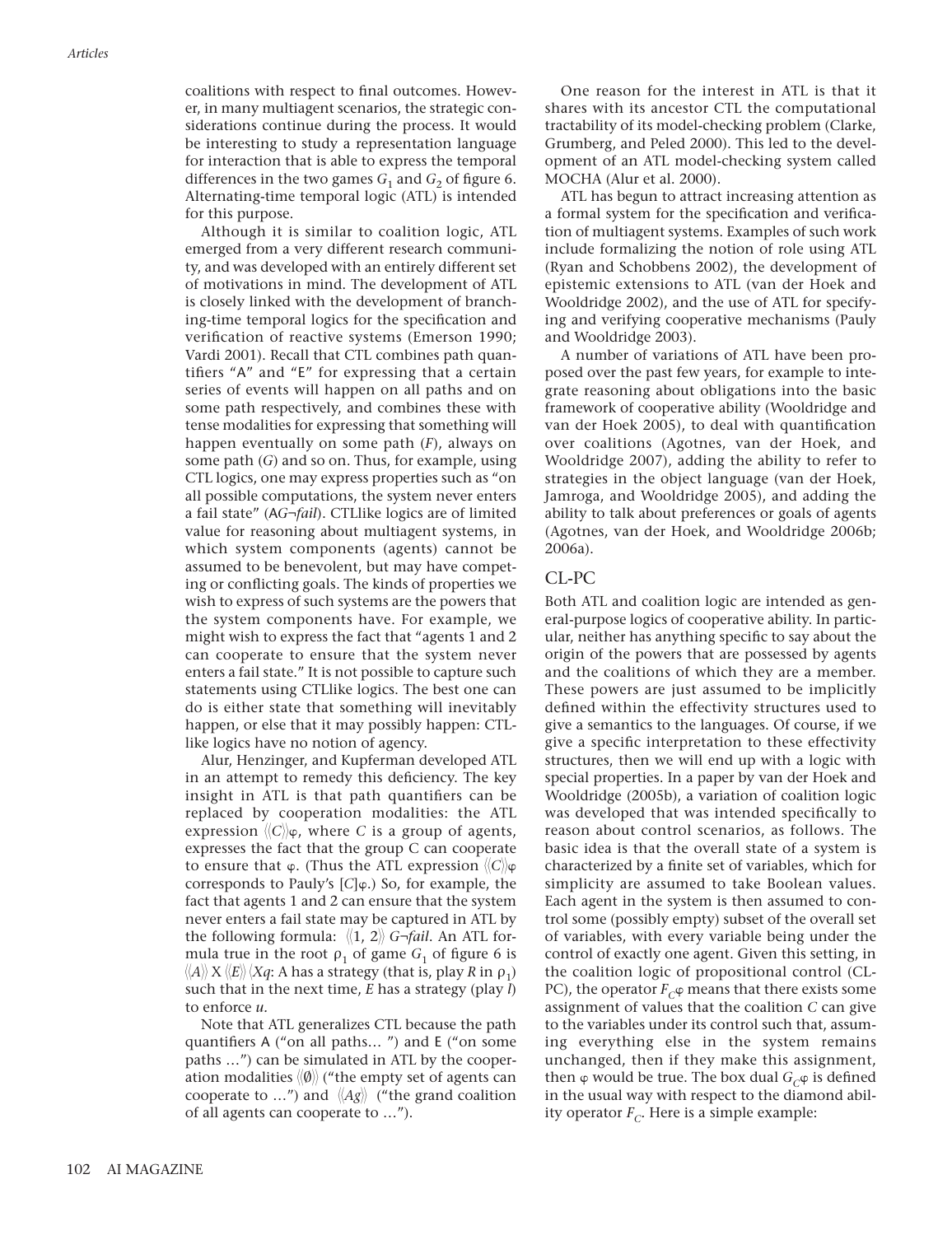coalitions with respect to final outcomes. However, in many multiagent scenarios, the strategic considerations continue during the process. It would be interesting to study a representation language for interaction that is able to express the temporal differences in the two games $G_1$ and $G_2$ of figure 6. Alternating-time temporal logic (ATL) is intended for this purpose.

Although it is similar to coalition logic, ATL emerged from a very different research community, and was developed with an entirely different set of motivations in mind. The development of ATL is closely linked with the development of branching-time temporal logics for the specification and verification of reactive systems (Emerson 1990; Vardi 2001). Recall that CTL combines path quantifiers "A" and "E" for expressing that a certain series of events will happen on all paths and on some path respectively, and combines these with tense modalities for expressing that something will happen eventually on some path (*F*), always on some path (*G*) and so on. Thus, for example, using CTL logics, one may express properties such as "on all possible computations, the system never enters a fail state" ($AG\neg fail$). CTLlike logics are of limited value for reasoning about multiagent systems, in which system components (agents) cannot be assumed to be benevolent, but may have competing or conflicting goals. The kinds of properties we wish to express of such systems are the powers that the system components have. For example, we might wish to express the fact that "agents 1 and 2 can cooperate to ensure that the system never enters a fail state." It is not possible to capture such statements using CTLlike logics. The best one can do is either state that something will inevitably happen, or else that it may possibly happen: CTL-like logics have no notion of agency.

Alur, Henzinger, and Kupferman developed ATL in an attempt to remedy this deficiency. The key insight in ATL is that path quantifiers can be replaced by cooperation modalities: the ATL expression $\langle\langle C \rangle\rangle \varphi$, where $C$ is a group of agents, expresses the fact that the group C can cooperate to ensure that $\varphi$. (Thus the ATL expression $\langle\langle C \rangle\rangle \varphi$ corresponds to Pauly's $[C]\varphi$.) So, for example, the fact that agents 1 and 2 can ensure that the system never enters a fail state may be captured in ATL by the following formula: $\langle\langle 1, 2 \rangle\rangle G \neg fail$. An ATL formula true in the root $\rho_1$ of game $G_1$ of figure 6 is $\langle\langle A \rangle\rangle X \langle\langle E \rangle\rangle \langle Xq$: A has a strategy (that is, play $R$ in $\rho_1$) such that in the next time, $E$ has a strategy (play $l$) to enforce $u$.

Note that ATL generalizes CTL because the path quantifiers A ("on all paths… ") and E ("on some paths …") can be simulated in ATL by the cooperation modalities $\langle\langle \emptyset \rangle\rangle$ ("the empty set of agents can cooperate to …") and $\langle\langle Ag \rangle\rangle$ ("the grand coalition of all agents can cooperate to …").

One reason for the interest in ATL is that it shares with its ancestor CTL the computational tractability of its model-checking problem (Clarke, Grumberg, and Peled 2000). This led to the development of an ATL model-checking system called MOCHA (Alur et al. 2000).

ATL has begun to attract increasing attention as a formal system for the specification and verification of multiagent systems. Examples of such work include formalizing the notion of role using ATL (Ryan and Schobbens 2002), the development of epistemic extensions to ATL (van der Hoek and Wooldridge 2002), and the use of ATL for specifying and verifying cooperative mechanisms (Pauly and Wooldridge 2003).

A number of variations of ATL have been proposed over the past few years, for example to integrate reasoning about obligations into the basic framework of cooperative ability (Wooldridge and van der Hoek 2005), to deal with quantification over coalitions (Agotnes, van der Hoek, and Wooldridge 2007), adding the ability to refer to strategies in the object language (van der Hoek, Jamroga, and Wooldridge 2005), and adding the ability to talk about preferences or goals of agents (Agotnes, van der Hoek, and Wooldridge 2006b; 2006a).

## CL-PC

Both ATL and coalition logic are intended as general-purpose logics of cooperative ability. In particular, neither has anything specific to say about the origin of the powers that are possessed by agents and the coalitions of which they are a member. These powers are just assumed to be implicitly defined within the effectivity structures used to give a semantics to the languages. Of course, if we give a specific interpretation to these effectivity structures, then we will end up with a logic with special properties. In a paper by van der Hoek and Wooldridge (2005b), a variation of coalition logic was developed that was intended specifically to reason about control scenarios, as follows. The basic idea is that the overall state of a system is characterized by a finite set of variables, which for simplicity are assumed to take Boolean values. Each agent in the system is then assumed to control some (possibly empty) subset of the overall set of variables, with every variable being under the control of exactly one agent. Given this setting, in the coalition logic of propositional control (CL-PC), the operator $F_C\varphi$ means that there exists some assignment of values that the coalition $C$ can give to the variables under its control such that, assuming everything else in the system remains unchanged, then if they make this assignment, then $\varphi$ would be true. The box dual $G_C\varphi$ is defined in the usual way with respect to the diamond ability operator $F_C$. Here is a simple example: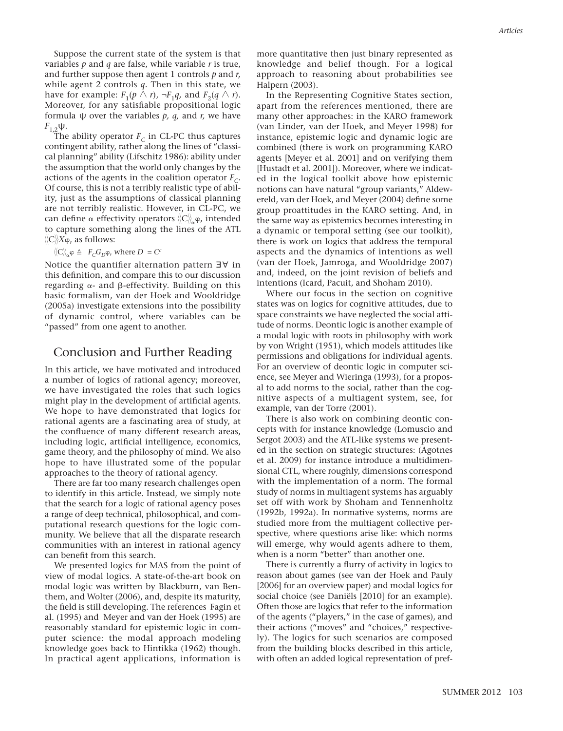Suppose the current state of the system is that variables *p* and *q* are false, while variable *r* is true, and further suppose then agent 1 controls *p* and *r,* while agent 2 controls *q*. Then in this state, we have for example: $F_1(p \wedge r)$, $\neg F_1 q$, and $F_2(q \wedge r)$. Moreover, for any satisfiable propositional logic formula ψ over the variables *p, q,* and *r,* we have $F_{1,2}\psi$.

The ability operator $F_C$ in CL-PC thus captures contingent ability, rather along the lines of "classical planning" ability (Lifschitz 1986): ability under the assumption that the world only changes by the actions of the agents in the coalition operator $F_C$. Of course, this is not a terribly realistic type of ability, just as the assumptions of classical planning are not terribly realistic. However, in CL-PC, we can define α effectivity operators $\langle\langle C \rangle\rangle_\alpha \varphi$, intended to capture something along the lines of the ATL $\langle\langle C \rangle\rangle X\varphi$, as follows:

$$\langle\langle C \rangle\rangle_\alpha \varphi \triangleq F_C G_D \varphi, \text{ where } D = C^c$$

Notice the quantifier alternation pattern ∃∀ in this definition, and compare this to our discussion regarding α- and β-effectivity. Building on this basic formalism, van der Hoek and Wooldridge (2005a) investigate extensions into the possibility of dynamic control, where variables can be "passed" from one agent to another.

## Conclusion and Further Reading

In this article, we have motivated and introduced a number of logics of rational agency; moreover, we have investigated the roles that such logics might play in the development of artificial agents. We hope to have demonstrated that logics for rational agents are a fascinating area of study, at the confluence of many different research areas, including logic, artificial intelligence, economics, game theory, and the philosophy of mind. We also hope to have illustrated some of the popular approaches to the theory of rational agency.

There are far too many research challenges open to identify in this article. Instead, we simply note that the search for a logic of rational agency poses a range of deep technical, philosophical, and computational research questions for the logic community. We believe that all the disparate research communities with an interest in rational agency can benefit from this search.

We presented logics for MAS from the point of view of modal logics. A state-of-the-art book on modal logic was written by Blackburn, van Benthem, and Wolter (2006), and, despite its maturity, the field is still developing. The references Fagin et al. (1995) and Meyer and van der Hoek (1995) are reasonably standard for epistemic logic in computer science: the modal approach modeling knowledge goes back to Hintikka (1962) though. In practical agent applications, information is more quantitative then just binary represented as knowledge and belief though. For a logical approach to reasoning about probabilities see Halpern (2003).

In the Representing Cognitive States section, apart from the references mentioned, there are many other approaches: in the KARO framework (van Linder, van der Hoek, and Meyer 1998) for instance, epistemic logic and dynamic logic are combined (there is work on programming KARO agents [Meyer et al. 2001] and on verifying them [Hustadt et al. 2001]). Moreover, where we indicated in the logical toolkit above how epistemic notions can have natural "group variants," Aldewereld, van der Hoek, and Meyer (2004) define some group proattitudes in the KARO setting. And, in the same way as epistemics becomes interesting in a dynamic or temporal setting (see our toolkit), there is work on logics that address the temporal aspects and the dynamics of intentions as well (van der Hoek, Jamroga, and Wooldridge 2007) and, indeed, on the joint revision of beliefs and intentions (Icard, Pacuit, and Shoham 2010).

Where our focus in the section on cognitive states was on logics for cognitive attitudes, due to space constraints we have neglected the social attitude of norms. Deontic logic is another example of a modal logic with roots in philosophy with work by von Wright (1951), which models attitudes like permissions and obligations for individual agents. For an overview of deontic logic in computer science, see Meyer and Wieringa (1993), for a proposal to add norms to the social, rather than the cognitive aspects of a multiagent system, see, for example, van der Torre (2001).

There is also work on combining deontic concepts with for instance knowledge (Lomuscio and Sergot 2003) and the ATL-like systems we presented in the section on strategic structures: (Agotnes et al. 2009) for instance introduce a multidimensional CTL, where roughly, dimensions correspond with the implementation of a norm. The formal study of norms in multiagent systems has arguably set off with work by Shoham and Tennenholtz (1992b, 1992a). In normative systems, norms are studied more from the multiagent collective perspective, where questions arise like: which norms will emerge, why would agents adhere to them, when is a norm "better" than another one.

There is currently a flurry of activity in logics to reason about games (see van der Hoek and Pauly [2006] for an overview paper) and modal logics for social choice (see Daniëls [2010] for an example). Often those are logics that refer to the information of the agents ("players," in the case of games), and their actions ("moves" and "choices," respectively). The logics for such scenarios are composed from the building blocks described in this article, with often an added logical representation of pref-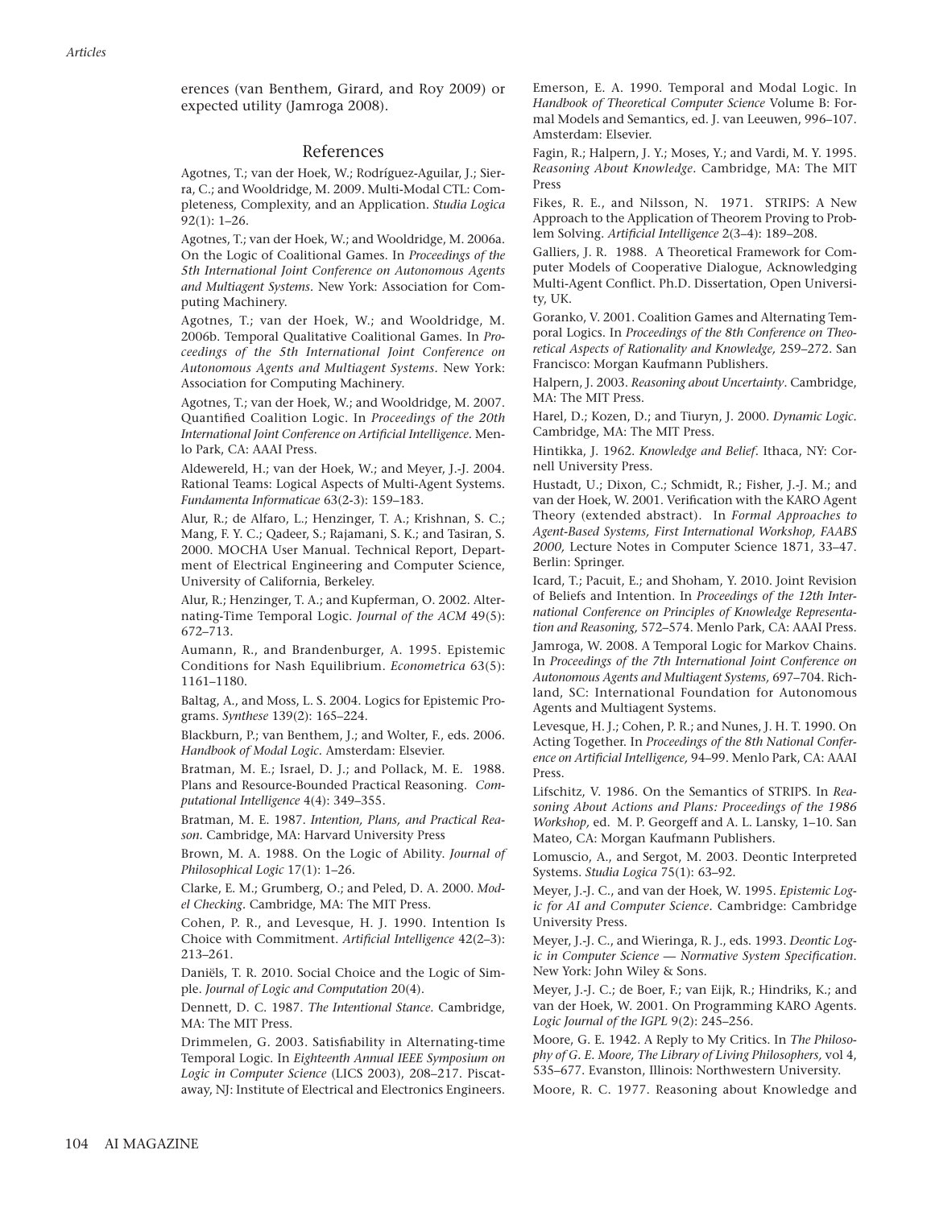erences (van Benthem, Girard, and Roy 2009) or expected utility (Jamroga 2008).

## References

Agotnes, T.; van der Hoek, W.; Rodríguez-Aguilar, J.; Sierra, C.; and Wooldridge, M. 2009. Multi-Modal CTL: Completeness, Complexity, and an Application. *Studia Logica* 92(1): 1–26.

Agotnes, T.; van der Hoek, W.; and Wooldridge, M. 2006a. On the Logic of Coalitional Games. In *Proceedings of the 5th International Joint Conference on Autonomous Agents and Multiagent Systems*. New York: Association for Computing Machinery.

Agotnes, T.; van der Hoek, W.; and Wooldridge, M. 2006b. Temporal Qualitative Coalitional Games. In *Proceedings of the 5th International Joint Conference on Autonomous Agents and Multiagent Systems*. New York: Association for Computing Machinery.

Agotnes, T.; van der Hoek, W.; and Wooldridge, M. 2007. Quantified Coalition Logic. In *Proceedings of the 20th International Joint Conference on Artificial Intelligence*. Menlo Park, CA: AAAI Press.

Aldewereld, H.; van der Hoek, W.; and Meyer, J.-J. 2004. Rational Teams: Logical Aspects of Multi-Agent Systems. *Fundamenta Informaticae* 63(2-3): 159–183.

Alur, R.; de Alfaro, L.; Henzinger, T. A.; Krishnan, S. C.; Mang, F. Y. C.; Qadeer, S.; Rajamani, S. K.; and Tasiran, S. 2000. MOCHA User Manual. Technical Report, Department of Electrical Engineering and Computer Science, University of California, Berkeley.

Alur, R.; Henzinger, T. A.; and Kupferman, O. 2002. Alternating-Time Temporal Logic. *Journal of the ACM* 49(5): 672–713.

Aumann, R., and Brandenburger, A. 1995. Epistemic Conditions for Nash Equilibrium. *Econometrica* 63(5): 1161–1180.

Baltag, A., and Moss, L. S. 2004. Logics for Epistemic Programs. *Synthese* 139(2): 165–224.

Blackburn, P.; van Benthem, J.; and Wolter, F., eds. 2006. *Handbook of Modal Logic*. Amsterdam: Elsevier.

Bratman, M. E.; Israel, D. J.; and Pollack, M. E. 1988. Plans and Resource-Bounded Practical Reasoning. *Computational Intelligence* 4(4): 349–355.

Bratman, M. E. 1987. *Intention, Plans, and Practical Reason*. Cambridge, MA: Harvard University Press

Brown, M. A. 1988. On the Logic of Ability. *Journal of Philosophical Logic* 17(1): 1–26.

Clarke, E. M.; Grumberg, O.; and Peled, D. A. 2000. *Model Checking*. Cambridge, MA: The MIT Press.

Cohen, P. R., and Levesque, H. J. 1990. Intention Is Choice with Commitment. *Artificial Intelligence* 42(2–3): 213–261.

Daniëls, T. R. 2010. Social Choice and the Logic of Simple. *Journal of Logic and Computation* 20(4).

Dennett, D. C. 1987. *The Intentional Stance*. Cambridge, MA: The MIT Press.

Drimmelen, G. 2003. Satisfiability in Alternating-time Temporal Logic. In *Eighteenth Annual IEEE Symposium on Logic in Computer Science* (LICS 2003), 208–217. Piscataway, NJ: Institute of Electrical and Electronics Engineers.

Emerson, E. A. 1990. Temporal and Modal Logic. In *Handbook of Theoretical Computer Science* Volume B: Formal Models and Semantics, ed. J. van Leeuwen, 996–107. Amsterdam: Elsevier.

Fagin, R.; Halpern, J. Y.; Moses, Y.; and Vardi, M. Y. 1995. *Reasoning About Knowledge*. Cambridge, MA: The MIT Press

Fikes, R. E., and Nilsson, N. 1971. STRIPS: A New Approach to the Application of Theorem Proving to Problem Solving. *Artificial Intelligence* 2(3–4): 189–208.

Galliers, J. R. 1988. A Theoretical Framework for Computer Models of Cooperative Dialogue, Acknowledging Multi-Agent Conflict. Ph.D. Dissertation, Open University, UK.

Goranko, V. 2001. Coalition Games and Alternating Temporal Logics. In *Proceedings of the 8th Conference on Theoretical Aspects of Rationality and Knowledge,* 259–272. San Francisco: Morgan Kaufmann Publishers.

Halpern, J. 2003. *Reasoning about Uncertainty*. Cambridge, MA: The MIT Press.

Harel, D.; Kozen, D.; and Tiuryn, J. 2000. *Dynamic Logic*. Cambridge, MA: The MIT Press.

Hintikka, J. 1962. *Knowledge and Belief*. Ithaca, NY: Cornell University Press.

Hustadt, U.; Dixon, C.; Schmidt, R.; Fisher, J.-J. M.; and van der Hoek, W. 2001. Verification with the KARO Agent Theory (extended abstract). In *Formal Approaches to Agent-Based Systems, First International Workshop, FAABS 2000,* Lecture Notes in Computer Science 1871, 33–47. Berlin: Springer.

Icard, T.; Pacuit, E.; and Shoham, Y. 2010. Joint Revision of Beliefs and Intention. In *Proceedings of the 12th International Conference on Principles of Knowledge Representation and Reasoning,* 572–574. Menlo Park, CA: AAAI Press.

Jamroga, W. 2008. A Temporal Logic for Markov Chains. In *Proceedings of the 7th International Joint Conference on Autonomous Agents and Multiagent Systems,* 697–704. Richland, SC: International Foundation for Autonomous Agents and Multiagent Systems.

Levesque, H. J.; Cohen, P. R.; and Nunes, J. H. T. 1990. On Acting Together. In *Proceedings of the 8th National Conference on Artificial Intelligence,* 94–99. Menlo Park, CA: AAAI Press.

Lifschitz, V. 1986. On the Semantics of STRIPS. In *Reasoning About Actions and Plans: Proceedings of the 1986 Workshop,* ed. M. P. Georgeff and A. L. Lansky, 1–10. San Mateo, CA: Morgan Kaufmann Publishers.

Lomuscio, A., and Sergot, M. 2003. Deontic Interpreted Systems. *Studia Logica* 75(1): 63–92.

Meyer, J.-J. C., and van der Hoek, W. 1995. *Epistemic Logic for AI and Computer Science*. Cambridge: Cambridge University Press.

Meyer, J.-J. C., and Wieringa, R. J., eds. 1993. *Deontic Logic in Computer Science — Normative System Specification*. New York: John Wiley & Sons.

Meyer, J.-J. C.; de Boer, F.; van Eijk, R.; Hindriks, K.; and van der Hoek, W. 2001. On Programming KARO Agents. *Logic Journal of the IGPL* 9(2): 245–256.

Moore, G. E. 1942. A Reply to My Critics. In *The Philosophy of G. E. Moore, The Library of Living Philosophers,* vol 4, 535–677. Evanston, Illinois: Northwestern University.

Moore, R. C. 1977. Reasoning about Knowledge and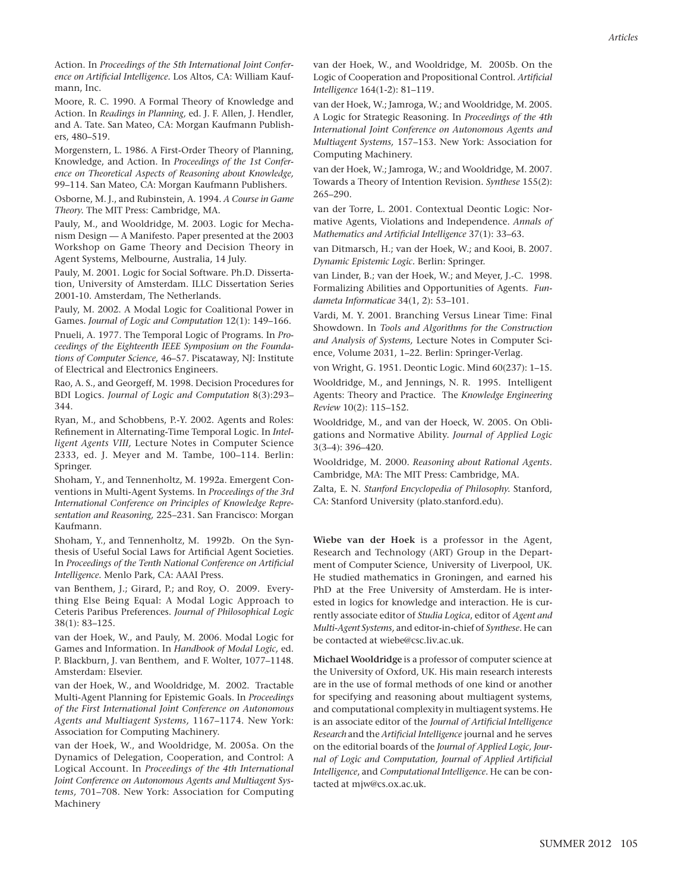Action. In *Proceedings of the 5th International Joint Conference on Artificial Intelligence*. Los Altos, CA: William Kaufmann, Inc.

Moore, R. C. 1990. A Formal Theory of Knowledge and Action. In *Readings in Planning,* ed. J. F. Allen, J. Hendler, and A. Tate. San Mateo, CA: Morgan Kaufmann Publishers, 480–519.

Morgenstern, L. 1986. A First-Order Theory of Planning, Knowledge, and Action. In *Proceedings of the 1st Conference on Theoretical Aspects of Reasoning about Knowledge,* 99–114. San Mateo, CA: Morgan Kaufmann Publishers.

Osborne, M. J., and Rubinstein, A. 1994. *A Course in Game Theory.* The MIT Press: Cambridge, MA.

Pauly, M., and Wooldridge, M. 2003. Logic for Mechanism Design — A Manifesto. Paper presented at the 2003 Workshop on Game Theory and Decision Theory in Agent Systems, Melbourne, Australia, 14 July.

Pauly, M. 2001. Logic for Social Software. Ph.D. Dissertation, University of Amsterdam. ILLC Dissertation Series 2001-10. Amsterdam, The Netherlands.

Pauly, M. 2002. A Modal Logic for Coalitional Power in Games. *Journal of Logic and Computation* 12(1): 149–166.

Pnueli, A. 1977. The Temporal Logic of Programs. In *Proceedings of the Eighteenth IEEE Symposium on the Foundations of Computer Science,* 46–57. Piscataway, NJ: Institute of Electrical and Electronics Engineers.

Rao, A. S., and Georgeff, M. 1998. Decision Procedures for BDI Logics. *Journal of Logic and Computation* 8(3):293–344.

Ryan, M., and Schobbens, P.-Y. 2002. Agents and Roles: Refinement in Alternating-Time Temporal Logic. In *Intelligent Agents VIII,* Lecture Notes in Computer Science 2333, ed. J. Meyer and M. Tambe, 100–114. Berlin: Springer.

Shoham, Y., and Tennenholtz, M. 1992a. Emergent Conventions in Multi-Agent Systems. In *Proceedings of the 3rd International Conference on Principles of Knowledge Representation and Reasoning,* 225–231. San Francisco: Morgan Kaufmann.

Shoham, Y., and Tennenholtz, M. 1992b. On the Synthesis of Useful Social Laws for Artificial Agent Societies. In *Proceedings of the Tenth National Conference on Artificial Intelligence*. Menlo Park, CA: AAAI Press.

van Benthem, J.; Girard, P.; and Roy, O. 2009. Everything Else Being Equal: A Modal Logic Approach to Ceteris Paribus Preferences. *Journal of Philosophical Logic* 38(1): 83–125.

van der Hoek, W., and Pauly, M. 2006. Modal Logic for Games and Information. In *Handbook of Modal Logic,* ed. P. Blackburn, J. van Benthem, and F. Wolter, 1077–1148. Amsterdam: Elsevier.

van der Hoek, W., and Wooldridge, M. 2002. Tractable Multi-Agent Planning for Epistemic Goals. In *Proceedings of the First International Joint Conference on Autonomous Agents and Multiagent Systems,* 1167–1174. New York: Association for Computing Machinery.

van der Hoek, W., and Wooldridge, M. 2005a. On the Dynamics of Delegation, Cooperation, and Control: A Logical Account. In *Proceedings of the 4th International Joint Conference on Autonomous Agents and Multiagent Systems,* 701–708. New York: Association for Computing Machinery

van der Hoek, W., and Wooldridge, M. 2005b. On the Logic of Cooperation and Propositional Control. *Artificial Intelligence* 164(1-2): 81–119.

van der Hoek, W.; Jamroga, W.; and Wooldridge, M. 2005. A Logic for Strategic Reasoning. In *Proceedings of the 4th International Joint Conference on Autonomous Agents and Multiagent Systems,* 157–153. New York: Association for Computing Machinery.

van der Hoek, W.; Jamroga, W.; and Wooldridge, M. 2007. Towards a Theory of Intention Revision. *Synthese* 155(2): 265–290.

van der Torre, L. 2001. Contextual Deontic Logic: Normative Agents, Violations and Independence. *Annals of Mathematics and Artificial Intelligence* 37(1): 33–63.

van Ditmarsch, H.; van der Hoek, W.; and Kooi, B. 2007. *Dynamic Epistemic Logic*. Berlin: Springer.

van Linder, B.; van der Hoek, W.; and Meyer, J.-C. 1998. Formalizing Abilities and Opportunities of Agents. *Fundameta Informaticae* 34(1, 2): 53–101.

Vardi, M. Y. 2001. Branching Versus Linear Time: Final Showdown. In *Tools and Algorithms for the Construction and Analysis of Systems,* Lecture Notes in Computer Science, Volume 2031, 1–22. Berlin: Springer-Verlag.

von Wright, G. 1951. Deontic Logic. Mind 60(237): 1–15.

Wooldridge, M., and Jennings, N. R. 1995. Intelligent Agents: Theory and Practice. The *Knowledge Engineering Review* 10(2): 115–152.

Wooldridge, M., and van der Hoeck, W. 2005. On Obligations and Normative Ability. *Journal of Applied Logic* 3(3–4): 396–420.

Wooldridge, M. 2000. *Reasoning about Rational Agents.* Cambridge, MA: The MIT Press: Cambridge, MA.

Zalta, E. N. *Stanford Encyclopedia of Philosophy.* Stanford, CA: Stanford University (plato.stanford.edu).

**Wiebe van der Hoek** is a professor in the Agent, Research and Technology (ART) Group in the Department of Computer Science, University of Liverpool, UK. He studied mathematics in Groningen, and earned his PhD at the Free University of Amsterdam. He is interested in logics for knowledge and interaction. He is currently associate editor of *Studia Logica*, editor of *Agent and Multi-Agent Systems,* and editor-in-chief of *Synthese*. He can be contacted at wiebe@csc.liv.ac.uk.

**Michael Wooldridge** is a professor of computer science at the University of Oxford, UK. His main research interests are in the use of formal methods of one kind or another for specifying and reasoning about multiagent systems, and computational complexity in multiagent systems. He is an associate editor of the *Journal of Artificial Intelligence Research* and the *Artificial Intelligence* journal and he serves on the editorial boards of the *Journal of Applied Logic, Journal of Logic and Computation, Journal of Applied Artificial Intelligence*, and *Computational Intelligence*. He can be contacted at mjw@cs.ox.ac.uk.